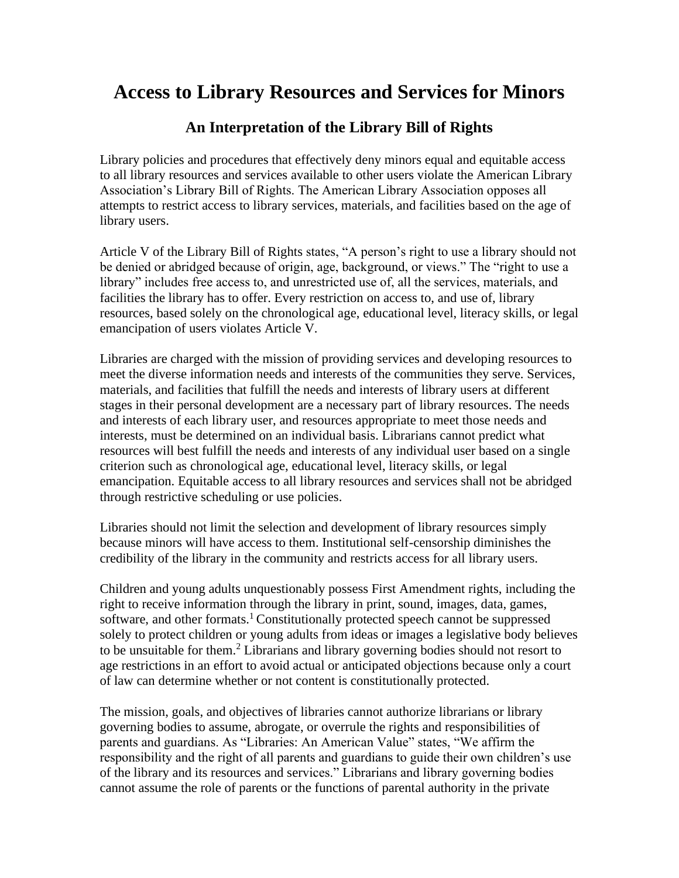# Access to Library Resources and Services for Minors

## An Interpretation of the Library Bill of Rights

Library policies and procedures that effectively deny minors equal and equitable access to all library resources and services available to other users violate the American Library Association's Library Bill of Rights. The American Library Association opposes all attempts to restrict access to library services, materials, and facilities based on the age of library users.

Article V of the Library Bill of Rights states, "A person's right to use a library should not be denied or abridged because of origin, age, background, or views." The "right to use a library" includes free access to, and unrestricted use of, all the services, materials, and facilities the library has to offer. Every restriction on access to, and use of, library resources, based solely on the chronological age, educational level, literacy skills, or legal emancipation of users violates Article V.

Libraries are charged with the mission of providing services and developing resources to meet the diverse information needs and interests of the communities they serve. Services, materials, and facilities that fulfill the needs and interests of library users at different stages in their personal development are a necessary part of library resources. The needs and interests of each library user, and resources appropriate to meet those needs and interests, must be determined on an individual basis. Librarians cannot predict what resources will best fulfill the needs and interests of any individual user based on a single criterion such as chronological age, educational level, literacy skills, or legal emancipation. Equitable access to all library resources and services shall not be abridged through restrictive scheduling or use policies.

Libraries should not limit the selection and development of library resources simply because minors will have access to them. Institutional self-censorship diminishes the credibility of the library in the community and restricts access for all library users.

Children and young adults unquestionably possess First Amendment rights, including the right to receive information through the library in print, sound, images, data, games, software, and other formats.[1] Constitutionally protected speech cannot be suppressed solely to protect children or young adults from ideas or images a legislative body believes to be unsuitable for them.[2] Librarians and library governing bodies should not resort to age restrictions in an effort to avoid actual or anticipated objections because only a court of law can determine whether or not content is constitutionally protected.

The mission, goals, and objectives of libraries cannot authorize librarians or library governing bodies to assume, abrogate, or overrule the rights and responsibilities of parents and guardians. As "Libraries: An American Value" states, "We affirm the responsibility and the right of all parents and guardians to guide their own children's use of the library and its resources and services." Librarians and library governing bodies cannot assume the role of parents or the functions of parental authority in the private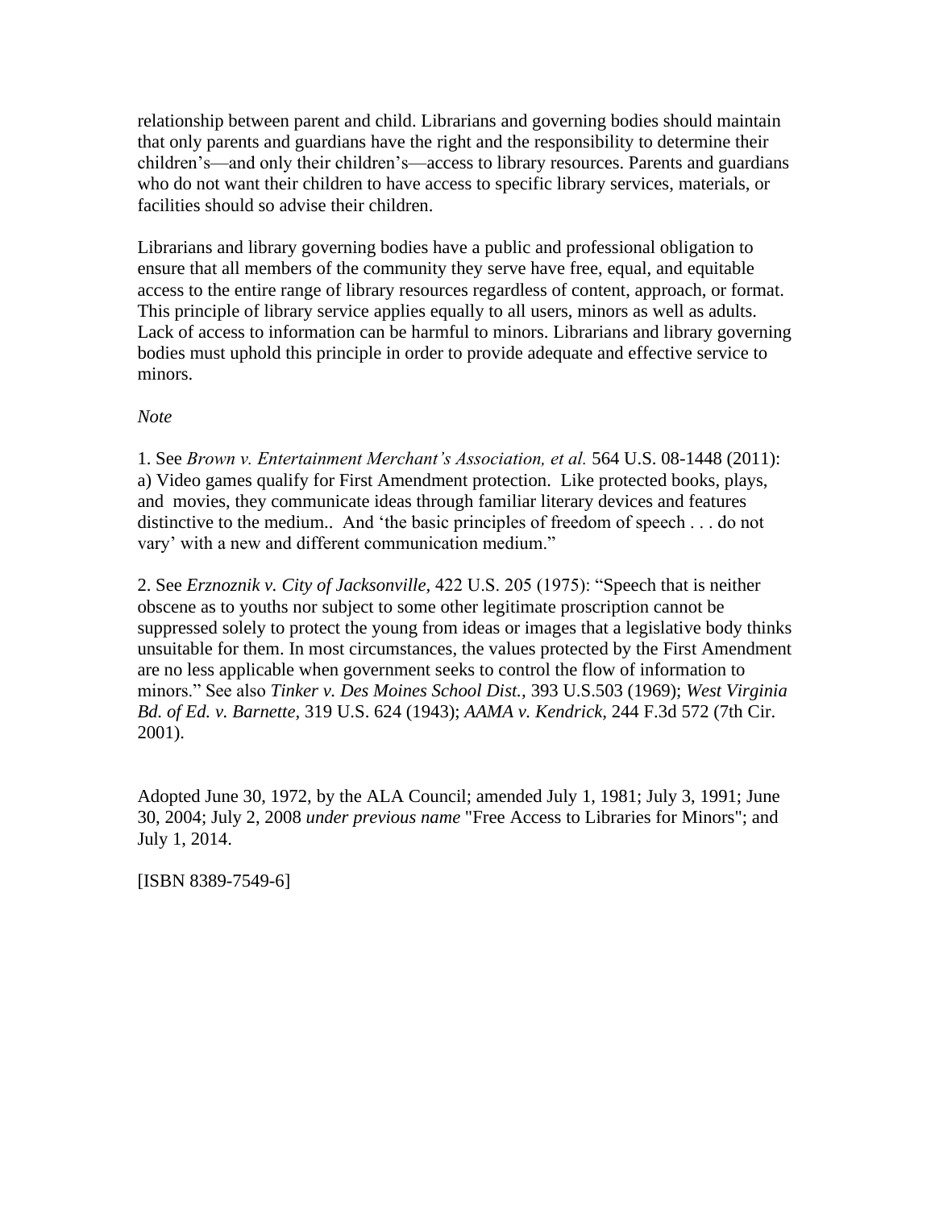relationship between parent and child. Librarians and governing bodies should maintain that only parents and guardians have the right and the responsibility to determine their children's—and only their children's—access to library resources. Parents and guardians who do not want their children to have access to specific library services, materials, or facilities should so advise their children.

Librarians and library governing bodies have a public and professional obligation to ensure that all members of the community they serve have free, equal, and equitable access to the entire range of library resources regardless of content, approach, or format. This principle of library service applies equally to all users, minors as well as adults. Lack of access to information can be harmful to minors. Librarians and library governing bodies must uphold this principle in order to provide adequate and effective service to minors.

*Note*

1. See *Brown v. Entertainment Merchant's Association, et al.* 564 U.S. 08-1448 (2011): a) Video games qualify for First Amendment protection. Like protected books, plays, and movies, they communicate ideas through familiar literary devices and features distinctive to the medium.. And 'the basic principles of freedom of speech . . . do not vary' with a new and different communication medium."

2. See *Erznoznik v. City of Jacksonville,* 422 U.S. 205 (1975): "Speech that is neither obscene as to youths nor subject to some other legitimate proscription cannot be suppressed solely to protect the young from ideas or images that a legislative body thinks unsuitable for them. In most circumstances, the values protected by the First Amendment are no less applicable when government seeks to control the flow of information to minors." See also *Tinker v. Des Moines School Dist.,* 393 U.S.503 (1969); *West Virginia Bd. of Ed. v. Barnette,* 319 U.S. 624 (1943); *AAMA v. Kendrick,* 244 F.3d 572 (7th Cir. 2001).

Adopted June 30, 1972, by the ALA Council; amended July 1, 1981; July 3, 1991; June 30, 2004; July 2, 2008 *under previous name* "Free Access to Libraries for Minors"; and July 1, 2014.

[ISBN 8389-7549-6]